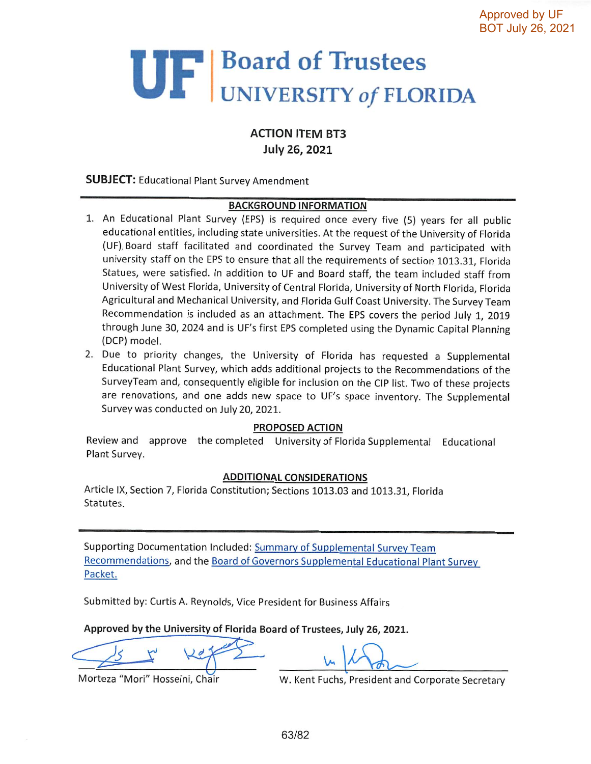Approved by UF BOT July 26, 2021

# UF | Board of Trustees UNIVERSITY of FLORIDA

**ACTION ITEM BT3**
**July 26, 2021**

**SUBJECT:** Educational Plant Survey Amendment

---

**BACKGROUND INFORMATION**

1. An Educational Plant Survey (EPS) is required once every five (5) years for all public educational entities, including state universities. At the request of the University of Florida (UF), Board staff facilitated and coordinated the Survey Team and participated with university staff on the EPS to ensure that all the requirements of section 1013.31, Florida Statues, were satisfied. In addition to UF and Board staff, the team included staff from University of West Florida, University of Central Florida, University of North Florida, Florida Agricultural and Mechanical University, and Florida Gulf Coast University. The Survey Team Recommendation is included as an attachment. The EPS covers the period July 1, 2019 through June 30, 2024 and is UF's first EPS completed using the Dynamic Capital Planning (DCP) model.
2. Due to priority changes, the University of Florida has requested a Supplemental Educational Plant Survey, which adds additional projects to the Recommendations of the SurveyTeam and, consequently eligible for inclusion on the CIP list. Two of these projects are renovations, and one adds new space to UF's space inventory. The Supplemental Survey was conducted on July 20, 2021.

**PROPOSED ACTION**

Review and approve the completed University of Florida Supplemental Educational Plant Survey.

**ADDITIONAL CONSIDERATIONS**

Article IX, Section 7, Florida Constitution; Sections 1013.03 and 1013.31, Florida Statutes.

---

Supporting Documentation Included: Summary of Supplemental Survey Team Recommendations, and the Board of Governors Supplemental Educational Plant Survey Packet.

Submitted by: Curtis A. Reynolds, Vice President for Business Affairs

**Approved by the University of Florida Board of Trustees, July 26, 2021.**

Morteza "Mori" Hosseini, Chair

W. Kent Fuchs, President and Corporate Secretary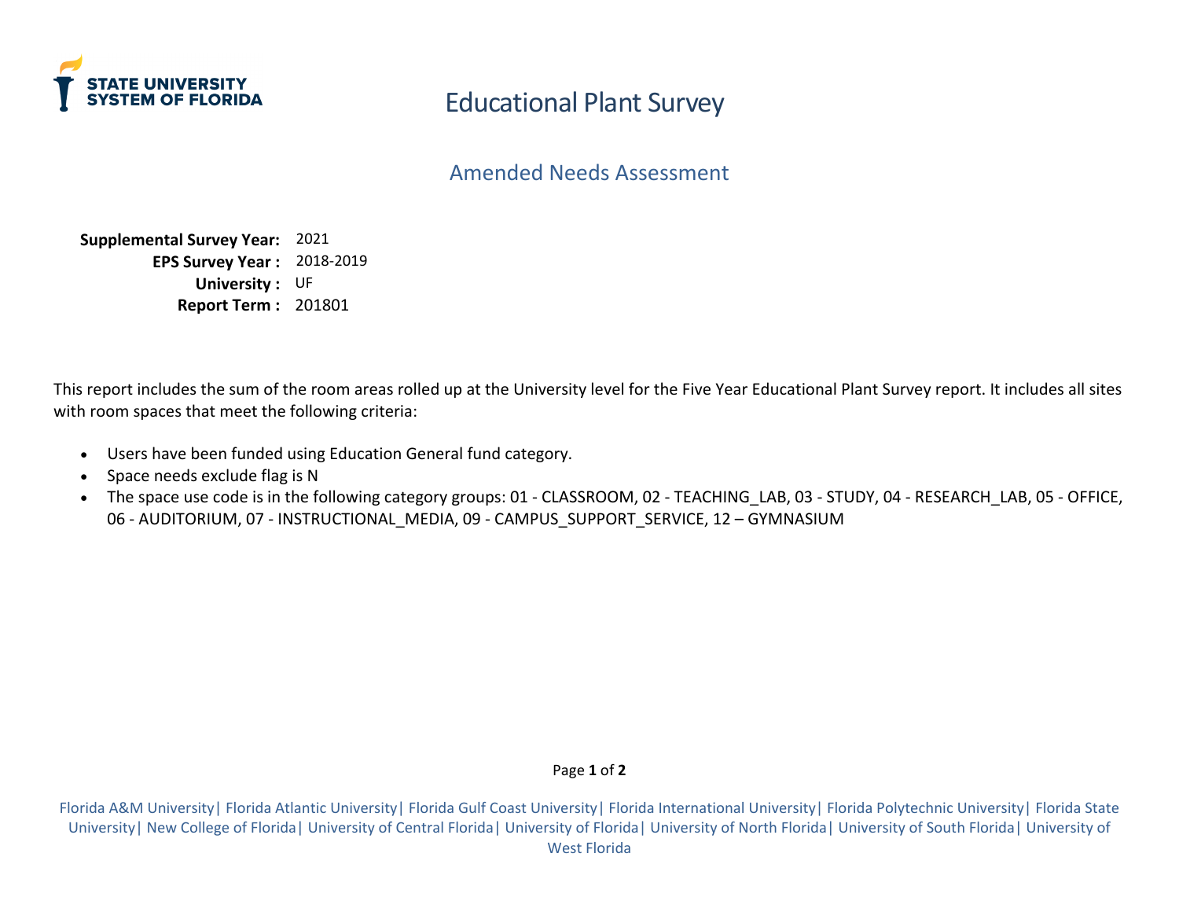# Educational Plant Survey

## Amended Needs Assessment

**Supplemental Survey Year:** 2021
**EPS Survey Year :** 2018-2019
**University :** UF
**Report Term :** 201801

This report includes the sum of the room areas rolled up at the University level for the Five Year Educational Plant Survey report. It includes all sites with room spaces that meet the following criteria:

- Users have been funded using Education General fund category.
- Space needs exclude flag is N
- The space use code is in the following category groups: 01 - CLASSROOM, 02 - TEACHING_LAB, 03 - STUDY, 04 - RESEARCH_LAB, 05 - OFFICE, 06 - AUDITORIUM, 07 - INSTRUCTIONAL_MEDIA, 09 - CAMPUS_SUPPORT_SERVICE, 12 – GYMNASIUM

Florida A&M University| Florida Atlantic University| Florida Gulf Coast University| Florida International University| Florida Polytechnic University| Florida State University| New College of Florida| University of Central Florida| University of Florida| University of North Florida| University of South Florida| University of West Florida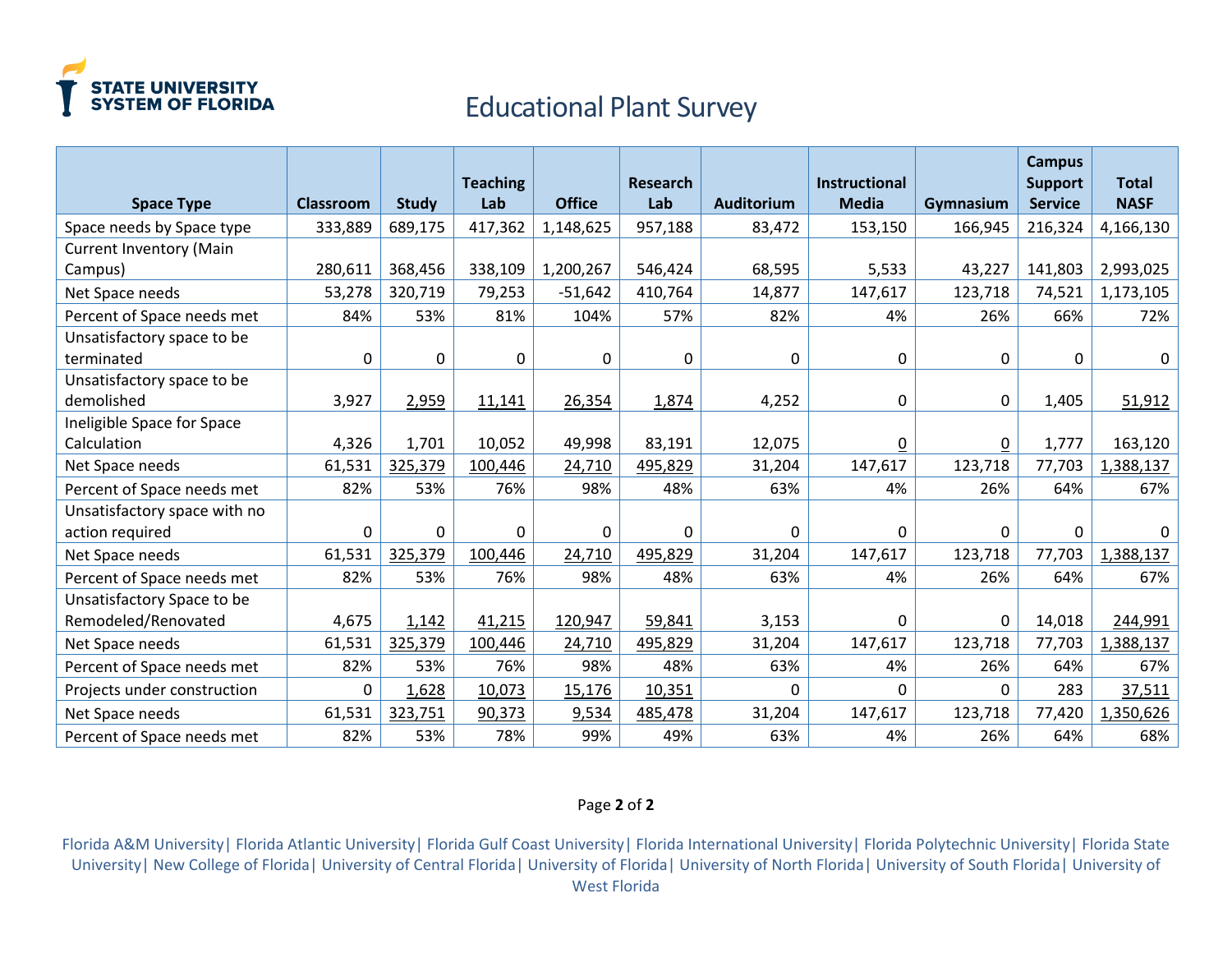# Educational Plant Survey

| Space Type | Classroom | Study | Teaching Lab | Office | Research Lab | Auditorium | Instructional Media | Gymnasium | Campus Support Service | Total NASF |
|---|---|---|---|---|---|---|---|---|---|---|
| Space needs by Space type | 333,889 | 689,175 | 417,362 | 1,148,625 | 957,188 | 83,472 | 153,150 | 166,945 | 216,324 | 4,166,130 |
| Current Inventory (Main Campus) | 280,611 | 368,456 | 338,109 | 1,200,267 | 546,424 | 68,595 | 5,533 | 43,227 | 141,803 | 2,993,025 |
| Net Space needs | 53,278 | 320,719 | 79,253 | -51,642 | 410,764 | 14,877 | 147,617 | 123,718 | 74,521 | 1,173,105 |
| Percent of Space needs met | 84% | 53% | 81% | 104% | 57% | 82% | 4% | 26% | 66% | 72% |
| Unsatisfactory space to be terminated | 0 | 0 | 0 | 0 | 0 | 0 | 0 | 0 | 0 | 0 |
| Unsatisfactory space to be demolished | 3,927 | 2,959 | 11,141 | 26,354 | 1,874 | 4,252 | 0 | 0 | 1,405 | 51,912 |
| Ineligible Space for Space Calculation | 4,326 | 1,701 | 10,052 | 49,998 | 83,191 | 12,075 | 0 | 0 | 1,777 | 163,120 |
| Net Space needs | 61,531 | 325,379 | 100,446 | 24,710 | 495,829 | 31,204 | 147,617 | 123,718 | 77,703 | 1,388,137 |
| Percent of Space needs met | 82% | 53% | 76% | 98% | 48% | 63% | 4% | 26% | 64% | 67% |
| Unsatisfactory space with no action required | 0 | 0 | 0 | 0 | 0 | 0 | 0 | 0 | 0 | 0 |
| Net Space needs | 61,531 | 325,379 | 100,446 | 24,710 | 495,829 | 31,204 | 147,617 | 123,718 | 77,703 | 1,388,137 |
| Percent of Space needs met | 82% | 53% | 76% | 98% | 48% | 63% | 4% | 26% | 64% | 67% |
| Unsatisfactory Space to be Remodeled/Renovated | 4,675 | 1,142 | 41,215 | 120,947 | 59,841 | 3,153 | 0 | 0 | 14,018 | 244,991 |
| Net Space needs | 61,531 | 325,379 | 100,446 | 24,710 | 495,829 | 31,204 | 147,617 | 123,718 | 77,703 | 1,388,137 |
| Percent of Space needs met | 82% | 53% | 76% | 98% | 48% | 63% | 4% | 26% | 64% | 67% |
| Projects under construction | 0 | 1,628 | 10,073 | 15,176 | 10,351 | 0 | 0 | 0 | 283 | 37,511 |
| Net Space needs | 61,531 | 323,751 | 90,373 | 9,534 | 485,478 | 31,204 | 147,617 | 123,718 | 77,420 | 1,350,626 |
| Percent of Space needs met | 82% | 53% | 78% | 99% | 49% | 63% | 4% | 26% | 64% | 68% |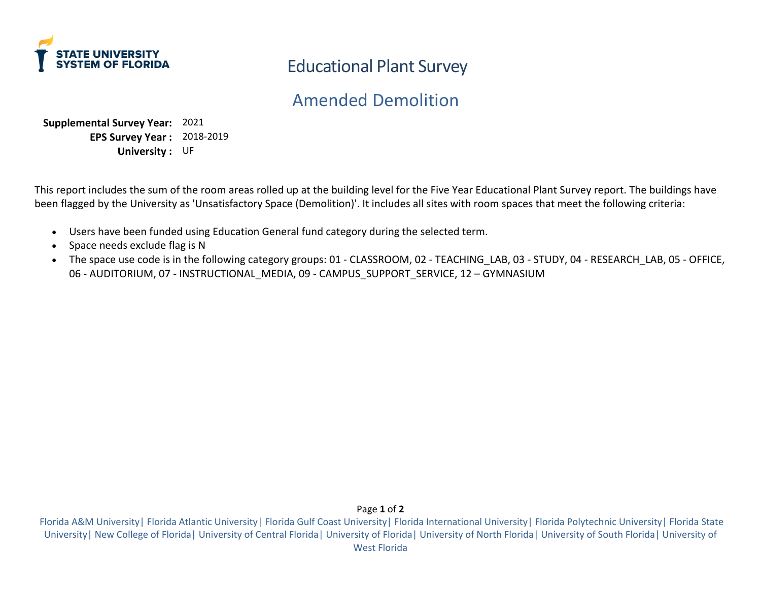# Educational Plant Survey

## Amended Demolition

**Supplemental Survey Year:** 2021
**EPS Survey Year :** 2018-2019
**University :** UF

This report includes the sum of the room areas rolled up at the building level for the Five Year Educational Plant Survey report. The buildings have been flagged by the University as 'Unsatisfactory Space (Demolition)'. It includes all sites with room spaces that meet the following criteria:

- Users have been funded using Education General fund category during the selected term.
- Space needs exclude flag is N
- The space use code is in the following category groups: 01 - CLASSROOM, 02 - TEACHING_LAB, 03 - STUDY, 04 - RESEARCH_LAB, 05 - OFFICE, 06 - AUDITORIUM, 07 - INSTRUCTIONAL_MEDIA, 09 - CAMPUS_SUPPORT_SERVICE, 12 – GYMNASIUM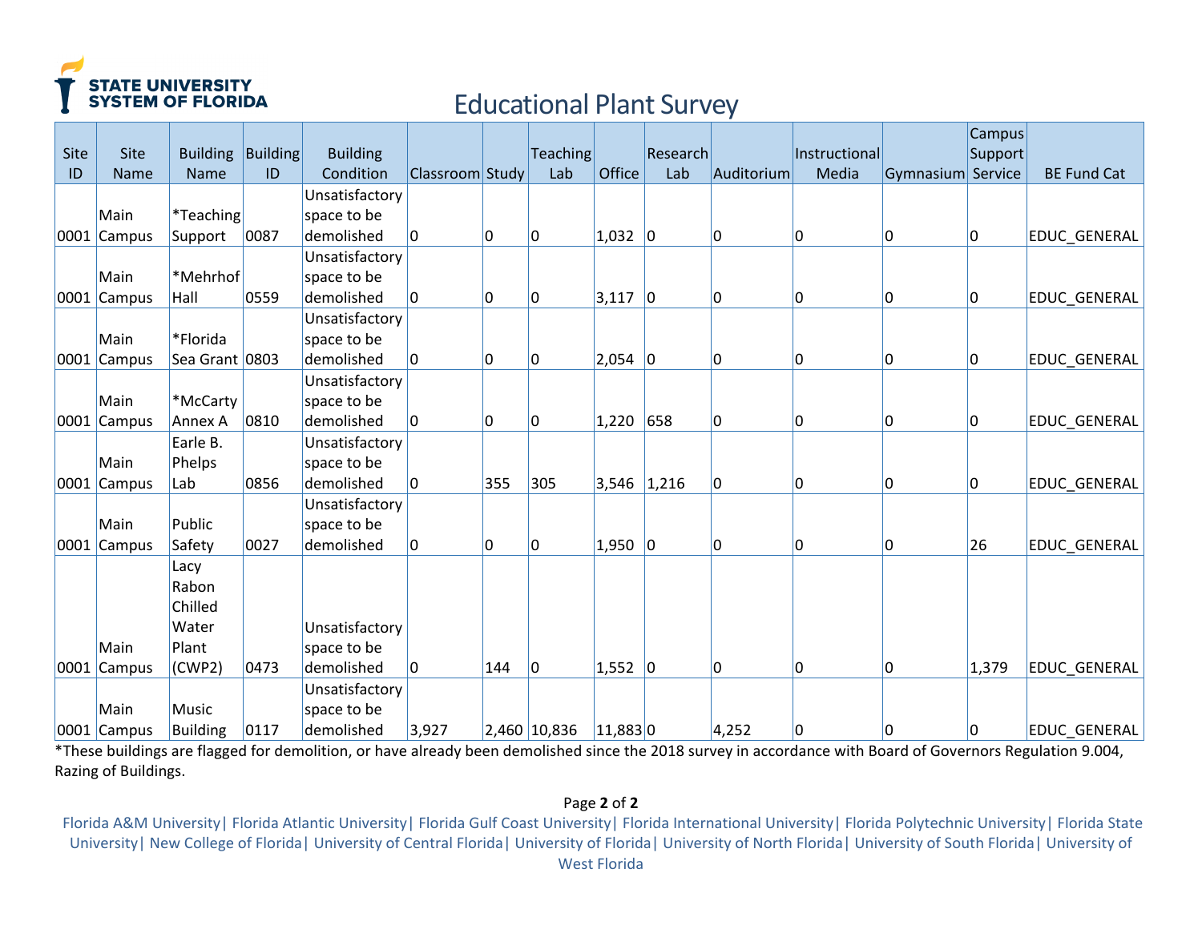# Educational Plant Survey

| Site ID | Site Name | Building Name | Building ID | Building Condition | Classroom | Study | Teaching Lab | Office | Research Lab | Auditorium | Instructional Media | Gymnasium | Campus Support Service | BE Fund Cat |
|---|---|---|---|---|---|---|---|---|---|---|---|---|---|---|
| 0001 | Main Campus | *Teaching Support | 0087 | Unsatisfactory space to be demolished | 0 | 0 | 0 | 1,032 | 0 | 0 | 0 | 0 | 0 | EDUC_GENERAL |
| 0001 | Main Campus | *Mehrhof Hall | 0559 | Unsatisfactory space to be demolished | 0 | 0 | 0 | 3,117 | 0 | 0 | 0 | 0 | 0 | EDUC_GENERAL |
| 0001 | Main Campus | *Florida Sea Grant | 0803 | Unsatisfactory space to be demolished | 0 | 0 | 0 | 2,054 | 0 | 0 | 0 | 0 | 0 | EDUC_GENERAL |
| 0001 | Main Campus | *McCarty Annex A | 0810 | Unsatisfactory space to be demolished | 0 | 0 | 0 | 1,220 | 658 | 0 | 0 | 0 | 0 | EDUC_GENERAL |
| 0001 | Main Campus | Earle B. Phelps Lab | 0856 | Unsatisfactory space to be demolished | 0 | 355 | 305 | 3,546 | 1,216 | 0 | 0 | 0 | 0 | EDUC_GENERAL |
| 0001 | Main Campus | Public Safety | 0027 | Unsatisfactory space to be demolished | 0 | 0 | 0 | 1,950 | 0 | 0 | 0 | 0 | 26 | EDUC_GENERAL |
| 0001 | Main Campus | Lacy Rabon Chilled Water Plant (CWP2) | 0473 | Unsatisfactory space to be demolished | 0 | 144 | 0 | 1,552 | 0 | 0 | 0 | 0 | 1,379 | EDUC_GENERAL |
| 0001 | Main Campus | Music Building | 0117 | Unsatisfactory space to be demolished | 3,927 | 2,460 | 10,836 | 11,883 | 0 | 4,252 | 0 | 0 | 0 | EDUC_GENERAL |

*These buildings are flagged for demolition, or have already been demolished since the 2018 survey in accordance with Board of Governors Regulation 9.004, Razing of Buildings.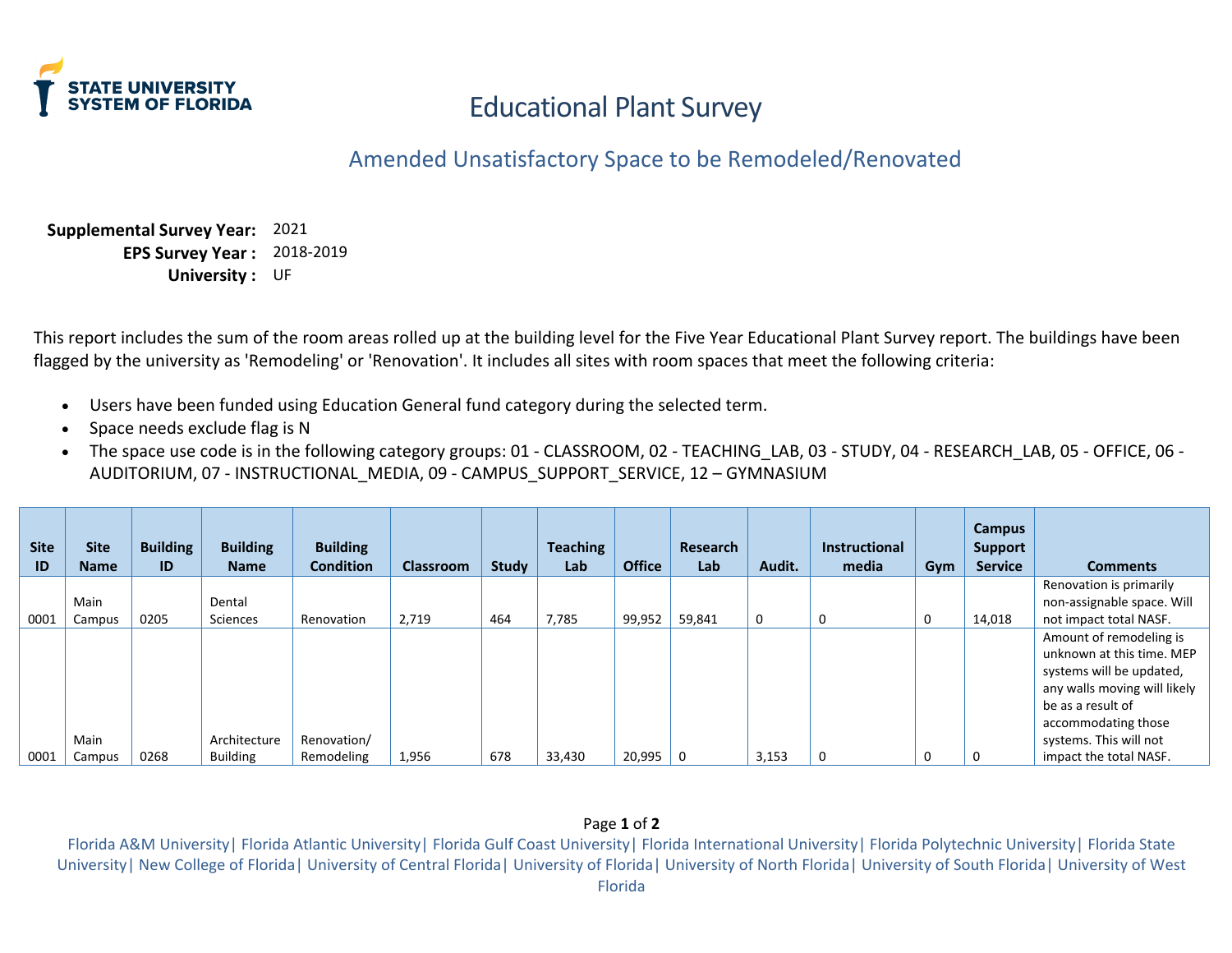STATE UNIVERSITY SYSTEM OF FLORIDA

# Educational Plant Survey

## Amended Unsatisfactory Space to be Remodeled/Renovated

**Supplemental Survey Year:** 2021
**EPS Survey Year :** 2018-2019
**University :** UF

This report includes the sum of the room areas rolled up at the building level for the Five Year Educational Plant Survey report. The buildings have been flagged by the university as 'Remodeling' or 'Renovation'. It includes all sites with room spaces that meet the following criteria:

- Users have been funded using Education General fund category during the selected term.
- Space needs exclude flag is N
- The space use code is in the following category groups: 01 - CLASSROOM, 02 - TEACHING_LAB, 03 - STUDY, 04 - RESEARCH_LAB, 05 - OFFICE, 06 - AUDITORIUM, 07 - INSTRUCTIONAL_MEDIA, 09 - CAMPUS_SUPPORT_SERVICE, 12 – GYMNASIUM

| Site ID | Site Name | Building ID | Building Name | Building Condition | Classroom | Study | Teaching Lab | Office | Research Lab | Audit. | Instructional media | Gym | Campus Support Service | Comments |
|---|---|---|---|---|---|---|---|---|---|---|---|---|---|---|
| 0001 | Main Campus | 0205 | Dental Sciences | Renovation | 2,719 | 464 | 7,785 | 99,952 | 59,841 | 0 | 0 | 0 | 14,018 | Renovation is primarily non-assignable space. Will not impact total NASF. |
| 0001 | Main Campus | 0268 | Architecture Building | Renovation/ Remodeling | 1,956 | 678 | 33,430 | 20,995 | 0 | 3,153 | 0 | 0 | 0 | Amount of remodeling is unknown at this time. MEP systems will be updated, any walls moving will likely be as a result of accommodating those systems. This will not impact the total NASF. |

Florida A&M University| Florida Atlantic University| Florida Gulf Coast University| Florida International University| Florida Polytechnic University| Florida State University| New College of Florida| University of Central Florida| University of Florida| University of North Florida| University of South Florida| University of West Florida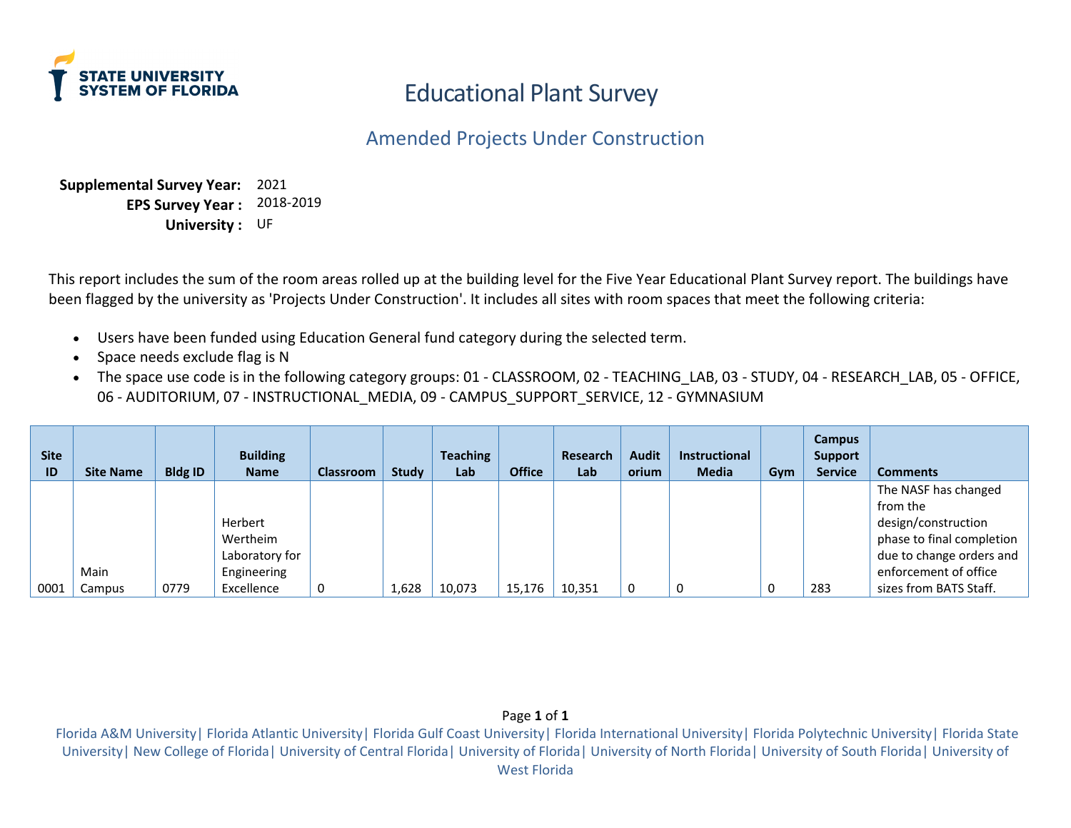# Educational Plant Survey

## Amended Projects Under Construction

**Supplemental Survey Year:** 2021
**EPS Survey Year :** 2018-2019
**University :** UF

This report includes the sum of the room areas rolled up at the building level for the Five Year Educational Plant Survey report. The buildings have been flagged by the university as 'Projects Under Construction'. It includes all sites with room spaces that meet the following criteria:

- Users have been funded using Education General fund category during the selected term.
- Space needs exclude flag is N
- The space use code is in the following category groups: 01 - CLASSROOM, 02 - TEACHING_LAB, 03 - STUDY, 04 - RESEARCH_LAB, 05 - OFFICE, 06 - AUDITORIUM, 07 - INSTRUCTIONAL_MEDIA, 09 - CAMPUS_SUPPORT_SERVICE, 12 - GYMNASIUM

| Site ID | Site Name | Bldg ID | Building Name | Classroom | Study | Teaching Lab | Office | Research Lab | Auditorium | Instructional Media | Gym | Campus Support Service | Comments |
|---|---|---|---|---|---|---|---|---|---|---|---|---|---|
| 0001 | Main Campus | 0779 | Herbert Wertheim Laboratory for Engineering Excellence | 0 | 1,628 | 10,073 | 15,176 | 10,351 | 0 | 0 | 0 | 283 | The NASF has changed from the design/construction phase to final completion due to change orders and enforcement of office sizes from BATS Staff. |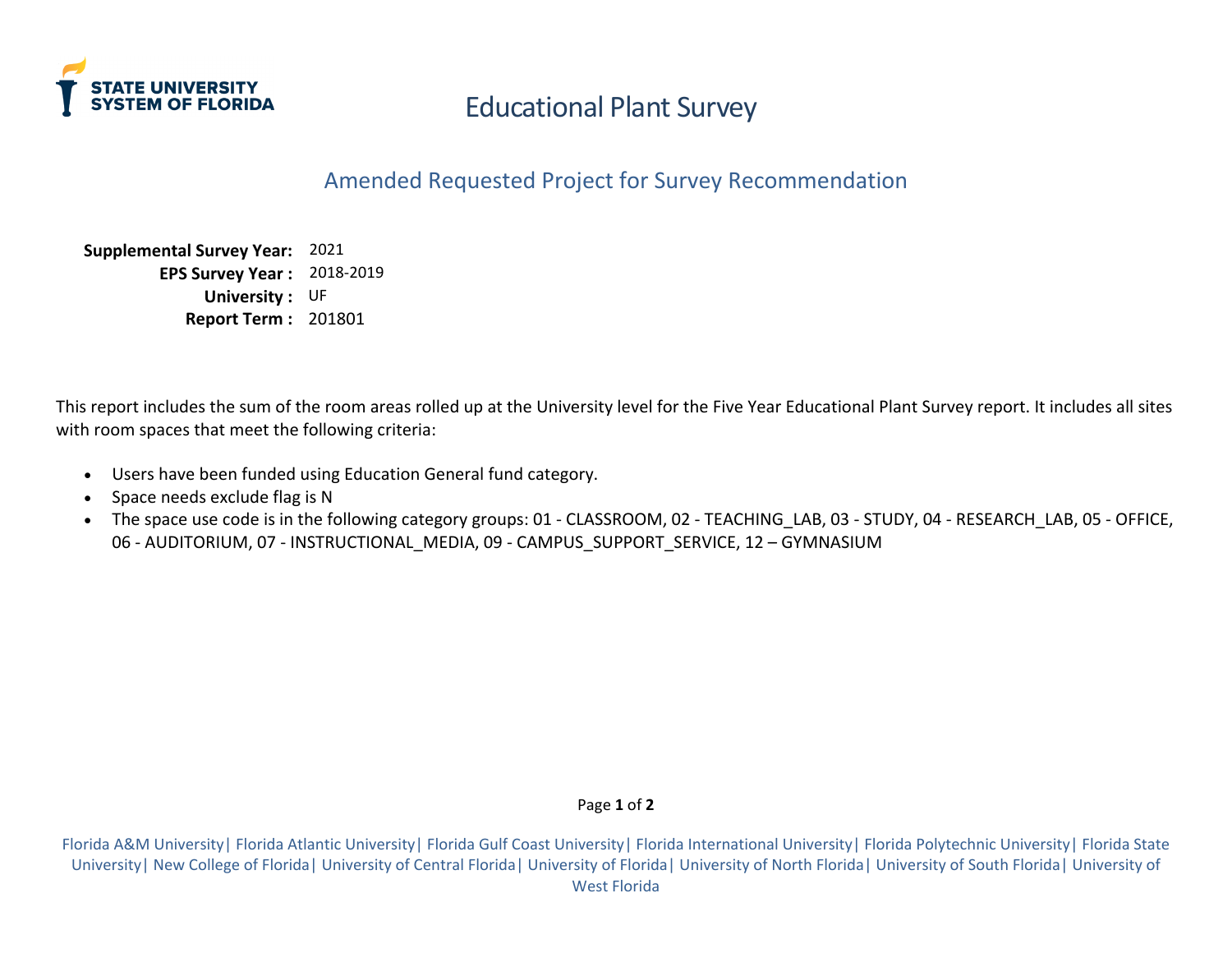STATE UNIVERSITY SYSTEM OF FLORIDA

# Educational Plant Survey

## Amended Requested Project for Survey Recommendation

**Supplemental Survey Year:** 2021
**EPS Survey Year :** 2018-2019
**University :** UF
**Report Term :** 201801

This report includes the sum of the room areas rolled up at the University level for the Five Year Educational Plant Survey report. It includes all sites with room spaces that meet the following criteria:

- Users have been funded using Education General fund category.
- Space needs exclude flag is N
- The space use code is in the following category groups: 01 - CLASSROOM, 02 - TEACHING_LAB, 03 - STUDY, 04 - RESEARCH_LAB, 05 - OFFICE, 06 - AUDITORIUM, 07 - INSTRUCTIONAL_MEDIA, 09 - CAMPUS_SUPPORT_SERVICE, 12 – GYMNASIUM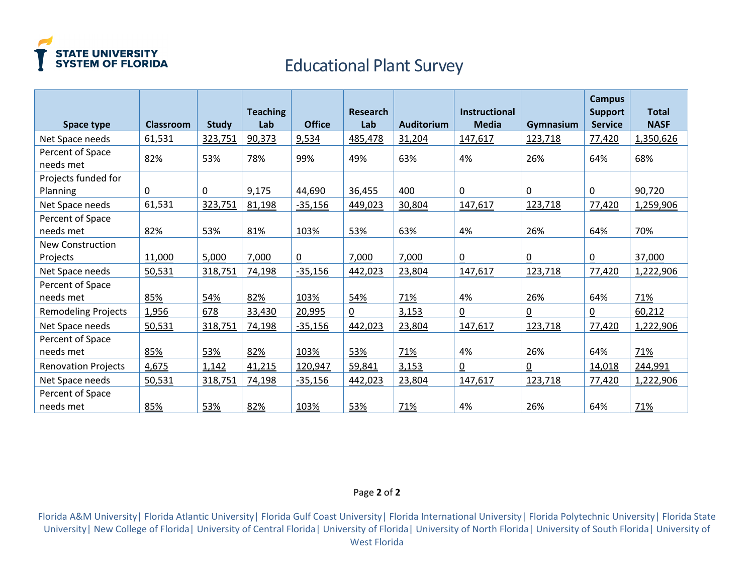# Educational Plant Survey

| Space type | Classroom | Study | Teaching Lab | Office | Research Lab | Auditorium | Instructional Media | Gymnasium | Campus Support Service | Total NASF |
|---|---|---|---|---|---|---|---|---|---|---|
| Net Space needs | 61,531 | 323,751 | 90,373 | 9,534 | 485,478 | 31,204 | 147,617 | 123,718 | 77,420 | 1,350,626 |
| Percent of Space needs met | 82% | 53% | 78% | 99% | 49% | 63% | 4% | 26% | 64% | 68% |
| Projects funded for Planning | 0 | 0 | 9,175 | 44,690 | 36,455 | 400 | 0 | 0 | 0 | 90,720 |
| Net Space needs | 61,531 | 323,751 | 81,198 | -35,156 | 449,023 | 30,804 | 147,617 | 123,718 | 77,420 | 1,259,906 |
| Percent of Space needs met | 82% | 53% | 81% | 103% | 53% | 63% | 4% | 26% | 64% | 70% |
| New Construction Projects | 11,000 | 5,000 | 7,000 | 0 | 7,000 | 7,000 | 0 | 0 | 0 | 37,000 |
| Net Space needs | 50,531 | 318,751 | 74,198 | -35,156 | 442,023 | 23,804 | 147,617 | 123,718 | 77,420 | 1,222,906 |
| Percent of Space needs met | 85% | 54% | 82% | 103% | 54% | 71% | 4% | 26% | 64% | 71% |
| Remodeling Projects | 1,956 | 678 | 33,430 | 20,995 | 0 | 3,153 | 0 | 0 | 0 | 60,212 |
| Net Space needs | 50,531 | 318,751 | 74,198 | -35,156 | 442,023 | 23,804 | 147,617 | 123,718 | 77,420 | 1,222,906 |
| Percent of Space needs met | 85% | 53% | 82% | 103% | 53% | 71% | 4% | 26% | 64% | 71% |
| Renovation Projects | 4,675 | 1,142 | 41,215 | 120,947 | 59,841 | 3,153 | 0 | 0 | 14,018 | 244,991 |
| Net Space needs | 50,531 | 318,751 | 74,198 | -35,156 | 442,023 | 23,804 | 147,617 | 123,718 | 77,420 | 1,222,906 |
| Percent of Space needs met | 85% | 53% | 82% | 103% | 53% | 71% | 4% | 26% | 64% | 71% |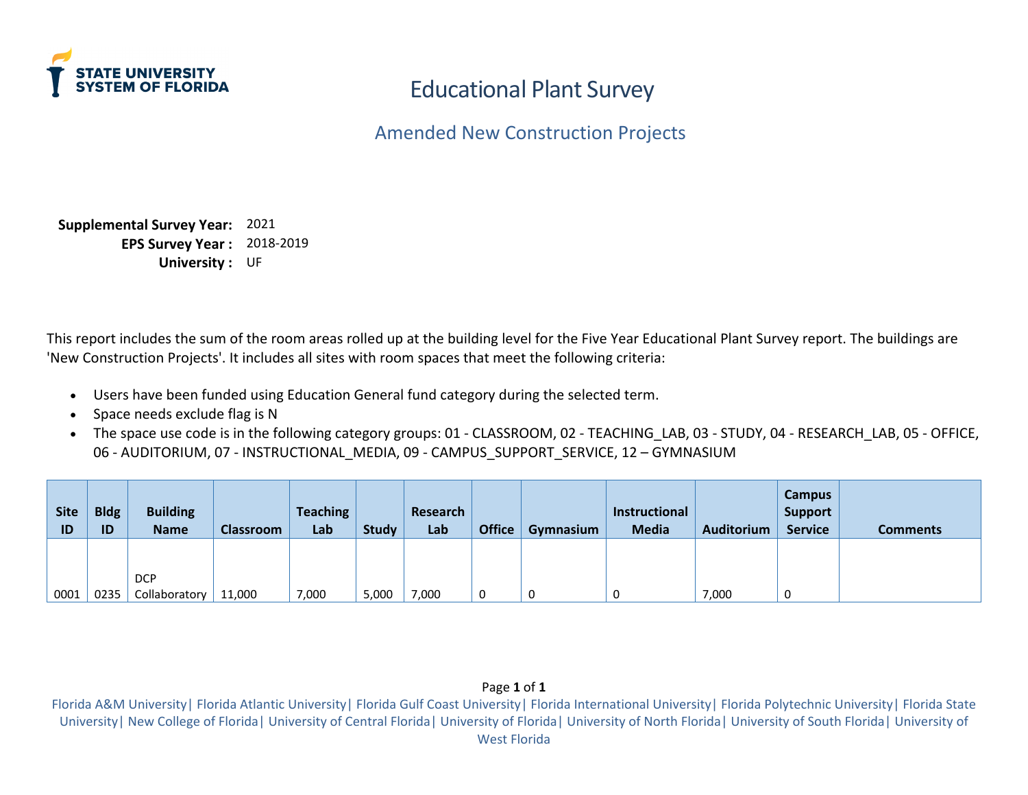# Educational Plant Survey

## Amended New Construction Projects

**Supplemental Survey Year:** 2021
**EPS Survey Year :** 2018-2019
**University :** UF

This report includes the sum of the room areas rolled up at the building level for the Five Year Educational Plant Survey report. The buildings are 'New Construction Projects'. It includes all sites with room spaces that meet the following criteria:

- Users have been funded using Education General fund category during the selected term.
- Space needs exclude flag is N
- The space use code is in the following category groups: 01 - CLASSROOM, 02 - TEACHING_LAB, 03 - STUDY, 04 - RESEARCH_LAB, 05 - OFFICE, 06 - AUDITORIUM, 07 - INSTRUCTIONAL_MEDIA, 09 - CAMPUS_SUPPORT_SERVICE, 12 – GYMNASIUM

| Site ID | Bldg ID | Building Name | Classroom | Teaching Lab | Study | Research Lab | Office | Gymnasium | Instructional Media | Auditorium | Campus Support Service | Comments |
|---|---|---|---|---|---|---|---|---|---|---|---|---|
| 0001 | 0235 | DCP Collaboratory | 11,000 | 7,000 | 5,000 | 7,000 | 0 | 0 | 0 | 7,000 | 0 | |

Florida A&M University| Florida Atlantic University| Florida Gulf Coast University| Florida International University| Florida Polytechnic University| Florida State University| New College of Florida| University of Central Florida| University of Florida| University of North Florida| University of South Florida| University of West Florida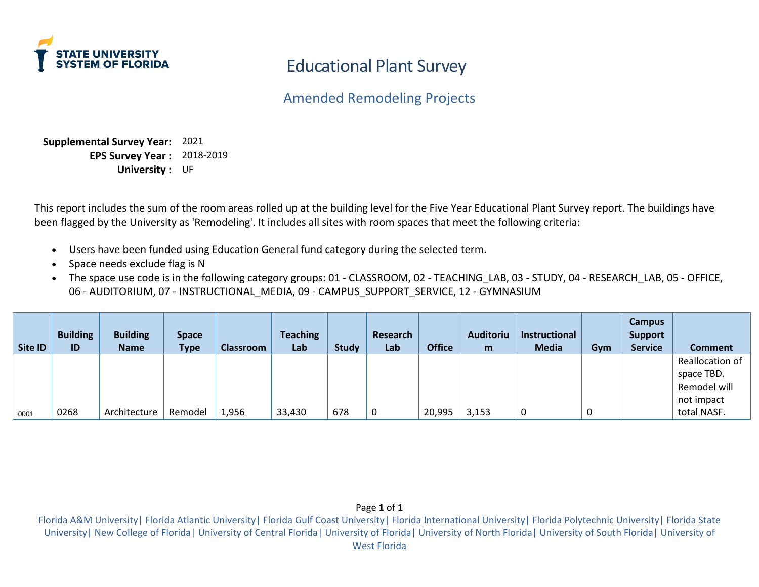STATE UNIVERSITY SYSTEM OF FLORIDA

# Educational Plant Survey

## Amended Remodeling Projects

**Supplemental Survey Year:** 2021
**EPS Survey Year :** 2018-2019
**University :** UF

This report includes the sum of the room areas rolled up at the building level for the Five Year Educational Plant Survey report. The buildings have been flagged by the University as 'Remodeling'. It includes all sites with room spaces that meet the following criteria:

- Users have been funded using Education General fund category during the selected term.
- Space needs exclude flag is N
- The space use code is in the following category groups: 01 - CLASSROOM, 02 - TEACHING_LAB, 03 - STUDY, 04 - RESEARCH_LAB, 05 - OFFICE, 06 - AUDITORIUM, 07 - INSTRUCTIONAL_MEDIA, 09 - CAMPUS_SUPPORT_SERVICE, 12 - GYMNASIUM

| Site ID | Building ID | Building Name | Space Type | Classroom | Teaching Lab | Study | Research Lab | Office | Auditorium | Instructional Media | Gym | Campus Support Service | Comment |
|---|---|---|---|---|---|---|---|---|---|---|---|---|---|
| 0001 | 0268 | Architecture | Remodel | 1,956 | 33,430 | 678 | 0 | 20,995 | 3,153 | 0 | 0 | | Reallocation of space TBD. Remodel will not impact total NASF. |

Florida A&M University| Florida Atlantic University| Florida Gulf Coast University| Florida International University| Florida Polytechnic University| Florida State University| New College of Florida| University of Central Florida| University of Florida| University of North Florida| University of South Florida| University of West Florida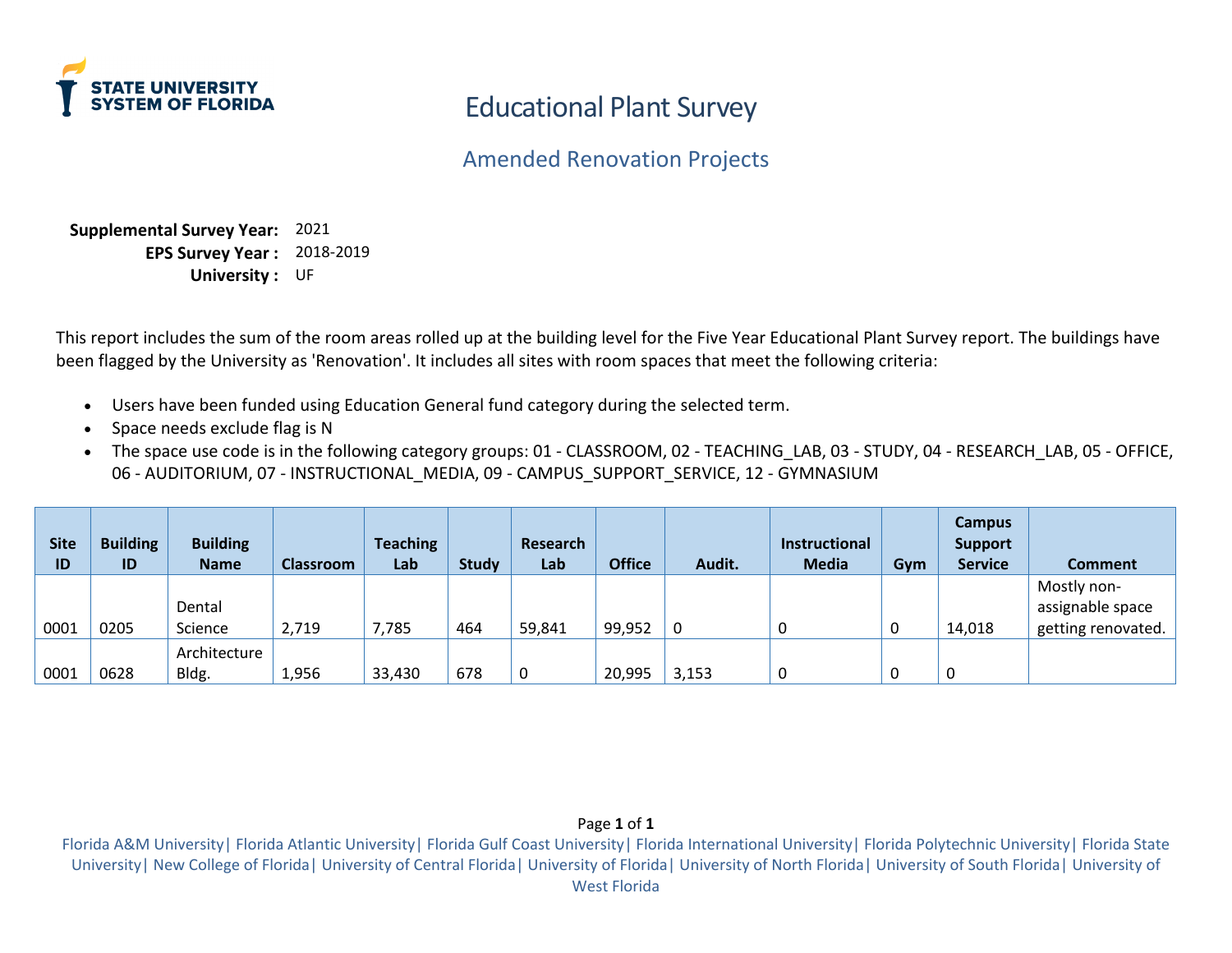**STATE UNIVERSITY SYSTEM OF FLORIDA**

# Educational Plant Survey

## Amended Renovation Projects

**Supplemental Survey Year:** 2021
**EPS Survey Year :** 2018-2019
**University :** UF

This report includes the sum of the room areas rolled up at the building level for the Five Year Educational Plant Survey report. The buildings have been flagged by the University as 'Renovation'. It includes all sites with room spaces that meet the following criteria:

- Users have been funded using Education General fund category during the selected term.
- Space needs exclude flag is N
- The space use code is in the following category groups: 01 - CLASSROOM, 02 - TEACHING_LAB, 03 - STUDY, 04 - RESEARCH_LAB, 05 - OFFICE, 06 - AUDITORIUM, 07 - INSTRUCTIONAL_MEDIA, 09 - CAMPUS_SUPPORT_SERVICE, 12 - GYMNASIUM

| Site ID | Building ID | Building Name | Classroom | Teaching Lab | Study | Research Lab | Office | Audit. | Instructional Media | Gym | Campus Support Service | Comment |
|---|---|---|---|---|---|---|---|---|---|---|---|---|
| 0001 | 0205 | Dental Science | 2,719 | 7,785 | 464 | 59,841 | 99,952 | 0 | 0 | 0 | 14,018 | Mostly non-assignable space getting renovated. |
| 0001 | 0628 | Architecture Bldg. | 1,956 | 33,430 | 678 | 0 | 20,995 | 3,153 | 0 | 0 | 0 | |

Florida A&M University| Florida Atlantic University| Florida Gulf Coast University| Florida International University| Florida Polytechnic University| Florida State University| New College of Florida| University of Central Florida| University of Florida| University of North Florida| University of South Florida| University of West Florida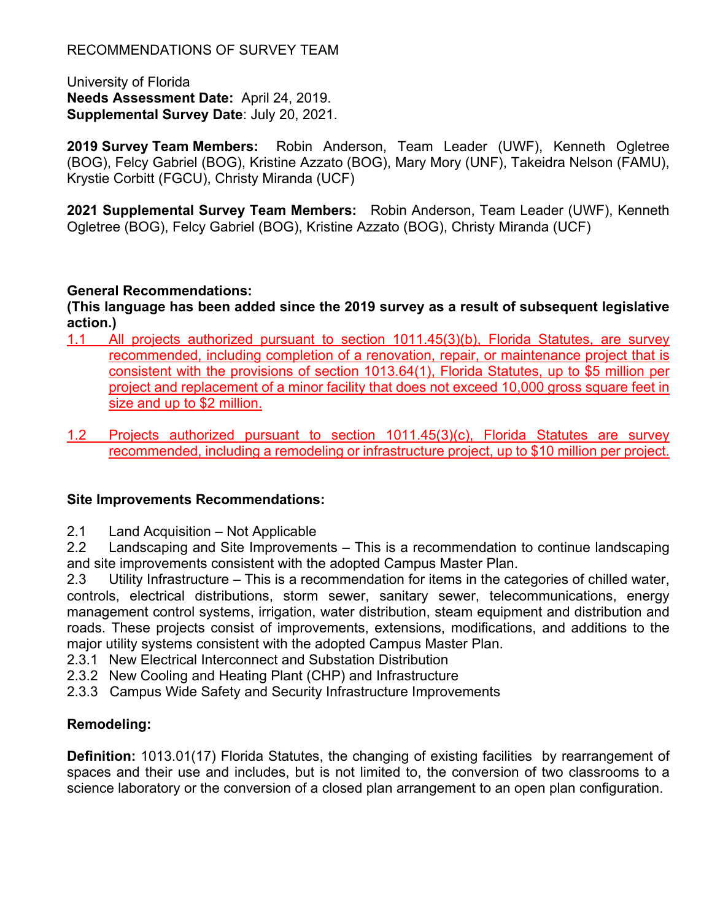RECOMMENDATIONS OF SURVEY TEAM

University of Florida
**Needs Assessment Date:** April 24, 2019.
**Supplemental Survey Date**: July 20, 2021.

**2019 Survey Team Members:** Robin Anderson, Team Leader (UWF), Kenneth Ogletree (BOG), Felcy Gabriel (BOG), Kristine Azzato (BOG), Mary Mory (UNF), Takeidra Nelson (FAMU), Krystie Corbitt (FGCU), Christy Miranda (UCF)

**2021 Supplemental Survey Team Members:** Robin Anderson, Team Leader (UWF), Kenneth Ogletree (BOG), Felcy Gabriel (BOG), Kristine Azzato (BOG), Christy Miranda (UCF)

**General Recommendations:**
**(This language has been added since the 2019 survey as a result of subsequent legislative action.)**

1.1 All projects authorized pursuant to section 1011.45(3)(b), Florida Statutes, are survey recommended, including completion of a renovation, repair, or maintenance project that is consistent with the provisions of section 1013.64(1), Florida Statutes, up to $5 million per project and replacement of a minor facility that does not exceed 10,000 gross square feet in size and up to $2 million.

1.2 Projects authorized pursuant to section 1011.45(3)(c), Florida Statutes are survey recommended, including a remodeling or infrastructure project, up to $10 million per project.

**Site Improvements Recommendations:**

2.1 Land Acquisition – Not Applicable
2.2 Landscaping and Site Improvements – This is a recommendation to continue landscaping and site improvements consistent with the adopted Campus Master Plan.
2.3 Utility Infrastructure – This is a recommendation for items in the categories of chilled water, controls, electrical distributions, storm sewer, sanitary sewer, telecommunications, energy management control systems, irrigation, water distribution, steam equipment and distribution and roads. These projects consist of improvements, extensions, modifications, and additions to the major utility systems consistent with the adopted Campus Master Plan.
2.3.1 New Electrical Interconnect and Substation Distribution
2.3.2 New Cooling and Heating Plant (CHP) and Infrastructure
2.3.3 Campus Wide Safety and Security Infrastructure Improvements

**Remodeling:**

**Definition:** 1013.01(17) Florida Statutes, the changing of existing facilities by rearrangement of spaces and their use and includes, but is not limited to, the conversion of two classrooms to a science laboratory or the conversion of a closed plan arrangement to an open plan configuration.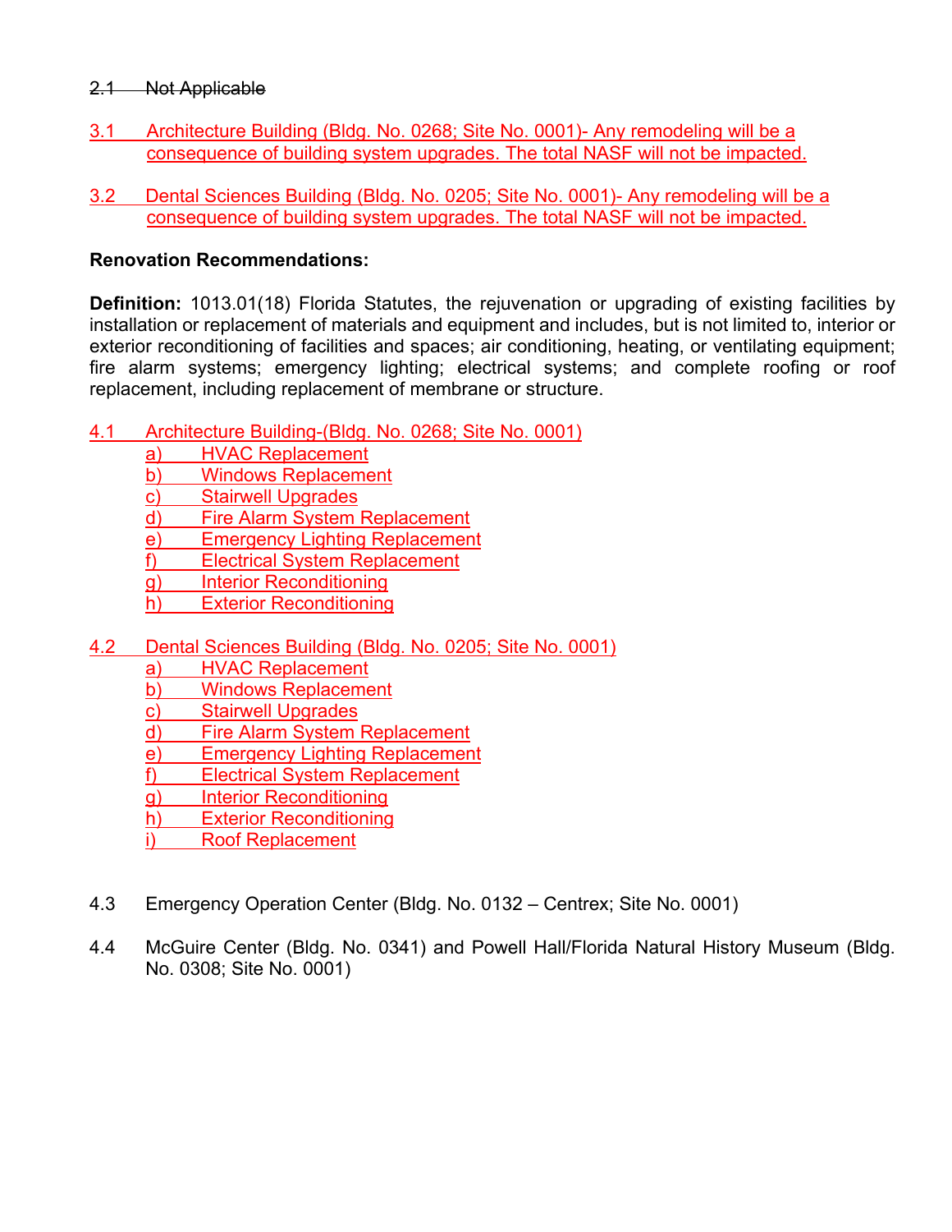~~2.1 Not Applicable~~

3.1 Architecture Building (Bldg. No. 0268; Site No. 0001)- Any remodeling will be a consequence of building system upgrades. The total NASF will not be impacted.

3.2 Dental Sciences Building (Bldg. No. 0205; Site No. 0001)- Any remodeling will be a consequence of building system upgrades. The total NASF will not be impacted.

**Renovation Recommendations:**

**Definition:** 1013.01(18) Florida Statutes, the rejuvenation or upgrading of existing facilities by installation or replacement of materials and equipment and includes, but is not limited to, interior or exterior reconditioning of facilities and spaces; air conditioning, heating, or ventilating equipment; fire alarm systems; emergency lighting; electrical systems; and complete roofing or roof replacement, including replacement of membrane or structure.

4.1 Architecture Building-(Bldg. No. 0268; Site No. 0001)
   - a) HVAC Replacement
   - b) Windows Replacement
   - c) Stairwell Upgrades
   - d) Fire Alarm System Replacement
   - e) Emergency Lighting Replacement
   - f) Electrical System Replacement
   - g) Interior Reconditioning
   - h) Exterior Reconditioning

4.2 Dental Sciences Building (Bldg. No. 0205; Site No. 0001)
   - a) HVAC Replacement
   - b) Windows Replacement
   - c) Stairwell Upgrades
   - d) Fire Alarm System Replacement
   - e) Emergency Lighting Replacement
   - f) Electrical System Replacement
   - g) Interior Reconditioning
   - h) Exterior Reconditioning
   - i) Roof Replacement

4.3 Emergency Operation Center (Bldg. No. 0132 – Centrex; Site No. 0001)

4.4 McGuire Center (Bldg. No. 0341) and Powell Hall/Florida Natural History Museum (Bldg. No. 0308; Site No. 0001)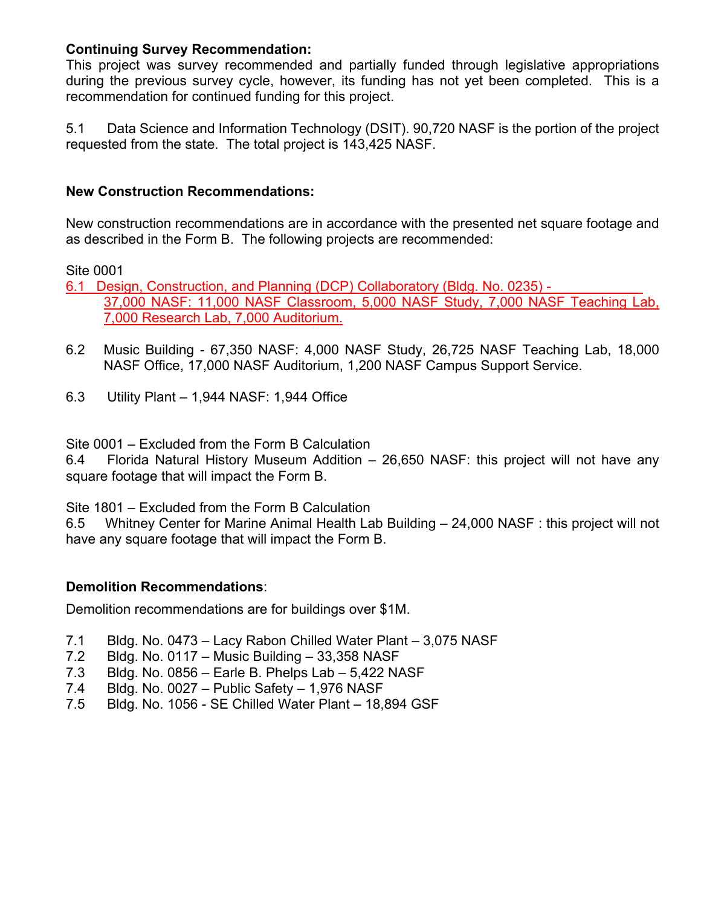**Continuing Survey Recommendation:**

This project was survey recommended and partially funded through legislative appropriations during the previous survey cycle, however, its funding has not yet been completed. This is a recommendation for continued funding for this project.

5.1 Data Science and Information Technology (DSIT). 90,720 NASF is the portion of the project requested from the state. The total project is 143,425 NASF.

**New Construction Recommendations:**

New construction recommendations are in accordance with the presented net square footage and as described in the Form B. The following projects are recommended:

Site 0001

6.1 Design, Construction, and Planning (DCP) Collaboratory (Bldg. No. 0235) - 37,000 NASF: 11,000 NASF Classroom, 5,000 NASF Study, 7,000 NASF Teaching Lab, 7,000 Research Lab, 7,000 Auditorium.

6.2 Music Building - 67,350 NASF: 4,000 NASF Study, 26,725 NASF Teaching Lab, 18,000 NASF Office, 17,000 NASF Auditorium, 1,200 NASF Campus Support Service.

6.3 Utility Plant – 1,944 NASF: 1,944 Office

Site 0001 – Excluded from the Form B Calculation

6.4 Florida Natural History Museum Addition – 26,650 NASF: this project will not have any square footage that will impact the Form B.

Site 1801 – Excluded from the Form B Calculation

6.5 Whitney Center for Marine Animal Health Lab Building – 24,000 NASF : this project will not have any square footage that will impact the Form B.

**Demolition Recommendations**:

Demolition recommendations are for buildings over $1M.

7.1 Bldg. No. 0473 – Lacy Rabon Chilled Water Plant – 3,075 NASF
7.2 Bldg. No. 0117 – Music Building – 33,358 NASF
7.3 Bldg. No. 0856 – Earle B. Phelps Lab – 5,422 NASF
7.4 Bldg. No. 0027 – Public Safety – 1,976 NASF
7.5 Bldg. No. 1056 - SE Chilled Water Plant – 18,894 GSF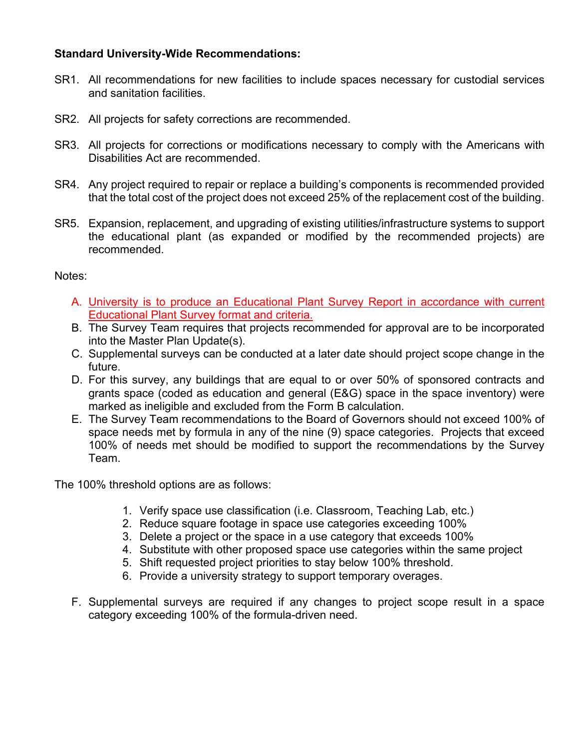**Standard University-Wide Recommendations:**

SR1. All recommendations for new facilities to include spaces necessary for custodial services and sanitation facilities.

SR2. All projects for safety corrections are recommended.

SR3. All projects for corrections or modifications necessary to comply with the Americans with Disabilities Act are recommended.

SR4. Any project required to repair or replace a building's components is recommended provided that the total cost of the project does not exceed 25% of the replacement cost of the building.

SR5. Expansion, replacement, and upgrading of existing utilities/infrastructure systems to support the educational plant (as expanded or modified by the recommended projects) are recommended.

Notes:

A. University is to produce an Educational Plant Survey Report in accordance with current Educational Plant Survey format and criteria.
B. The Survey Team requires that projects recommended for approval are to be incorporated into the Master Plan Update(s).
C. Supplemental surveys can be conducted at a later date should project scope change in the future.
D. For this survey, any buildings that are equal to or over 50% of sponsored contracts and grants space (coded as education and general (E&G) space in the space inventory) were marked as ineligible and excluded from the Form B calculation.
E. The Survey Team recommendations to the Board of Governors should not exceed 100% of space needs met by formula in any of the nine (9) space categories. Projects that exceed 100% of needs met should be modified to support the recommendations by the Survey Team.

The 100% threshold options are as follows:

1. Verify space use classification (i.e. Classroom, Teaching Lab, etc.)
2. Reduce square footage in space use categories exceeding 100%
3. Delete a project or the space in a use category that exceeds 100%
4. Substitute with other proposed space use categories within the same project
5. Shift requested project priorities to stay below 100% threshold.
6. Provide a university strategy to support temporary overages.

F. Supplemental surveys are required if any changes to project scope result in a space category exceeding 100% of the formula-driven need.